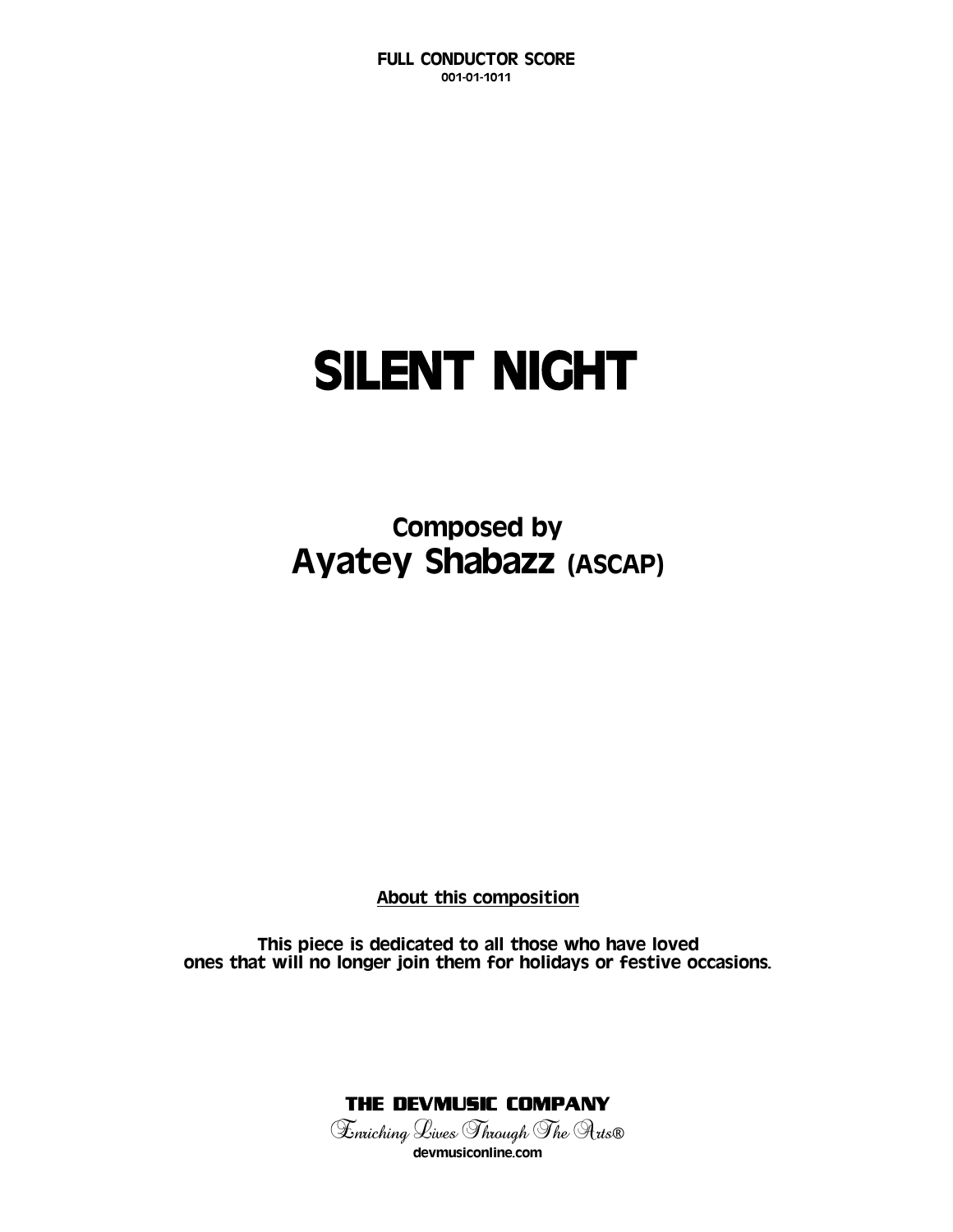**FULL CONDUCTOR SCORE**
**001-01-1011**

# SILENT NIGHT

## Composed by
## Ayatey Shabazz (ASCAP)

**About this composition**

**This piece is dedicated to all those who have loved ones that will no longer join them for holidays or festive occasions.**

**THE DEVMUSIC COMPANY**
*Enriching Lives Through The Arts®*
**devmusiconline.com**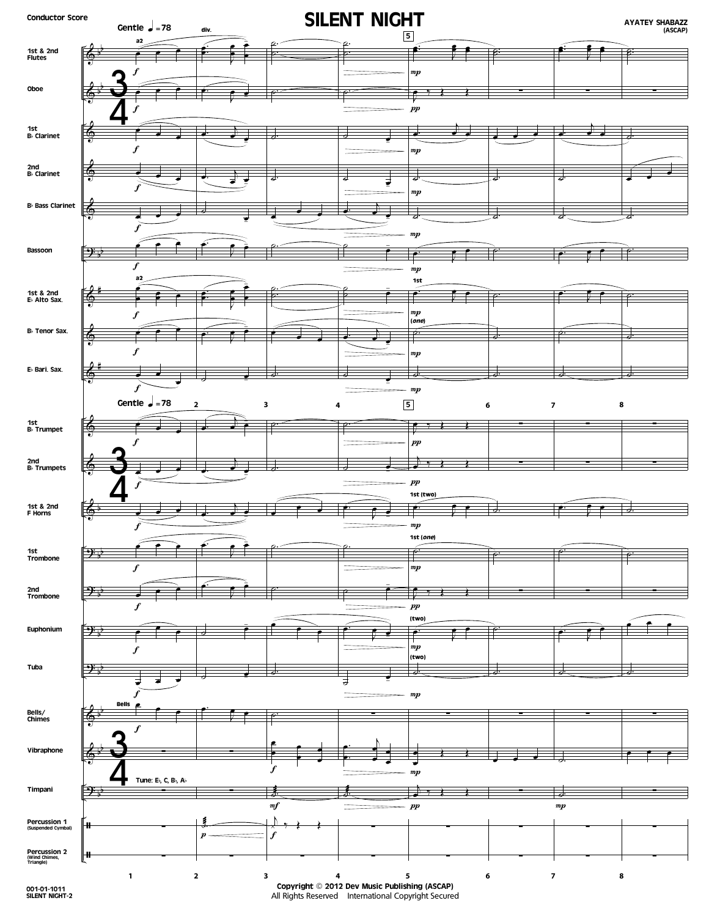# SILENT NIGHT

AYATEY SHABAZZ
(ASCAP)

Conductor Score

Gentle ♩= 78

Copyright © 2012 Dev Music Publishing (ASCAP)
All Rights Reserved International Copyright Secured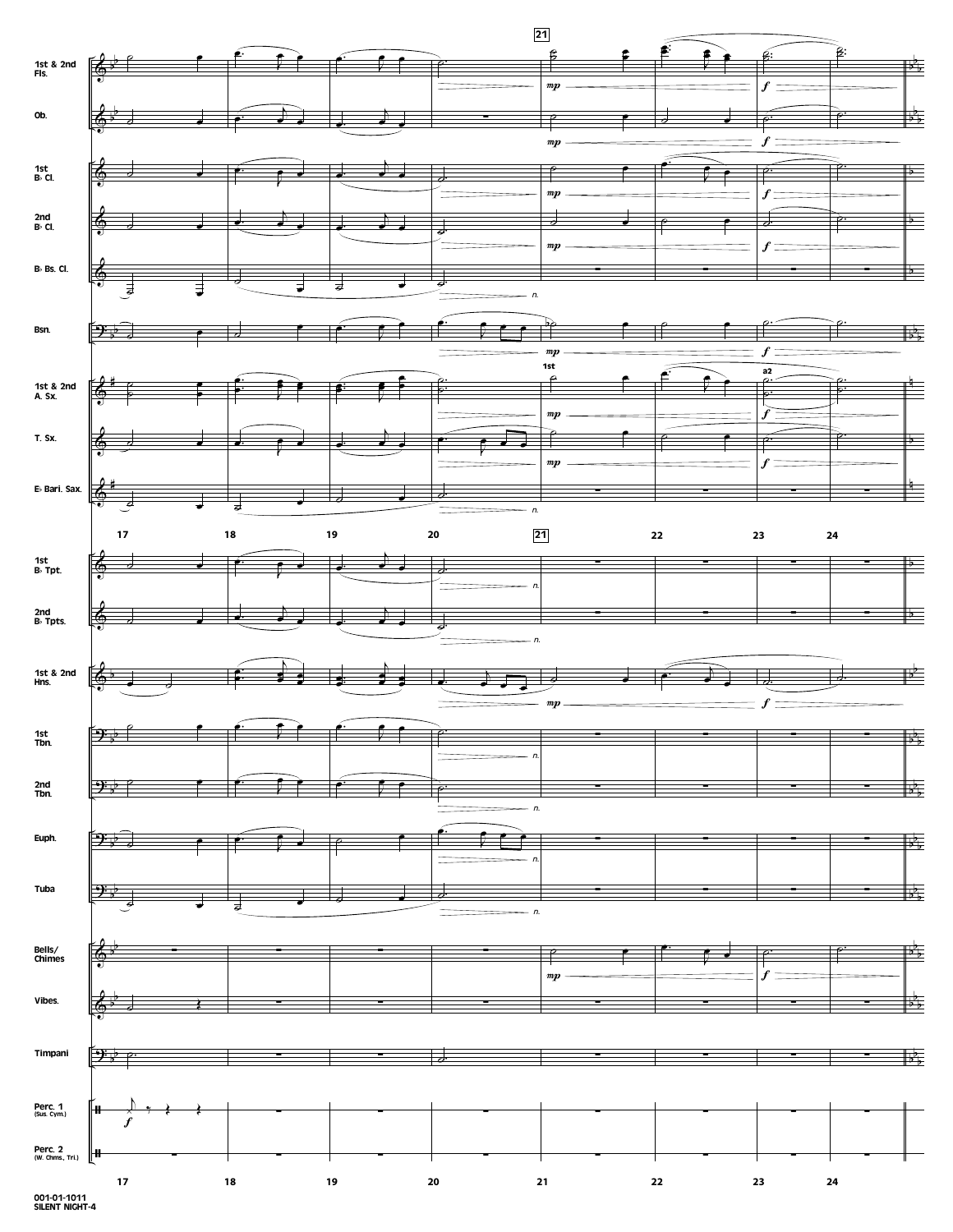1st & 2nd Fls.

Ob.

1st B♭ Cl.

2nd B♭ Cl.

B♭ Bs. Cl.

Bsn.

1st & 2nd A. Sx.

T. Sx.

E♭ Bari. Sax.

1st B♭ Tpt.

2nd B♭ Tpts.

1st & 2nd Hns.

1st Tbn.

2nd Tbn.

Euph.

Tuba

Bells/ Chimes

Vibes.

Timpani

Perc. 1 (Sus. Cym.)

Perc. 2 (W. Chms., Tri.)

17 18 19 20 21 22 23 24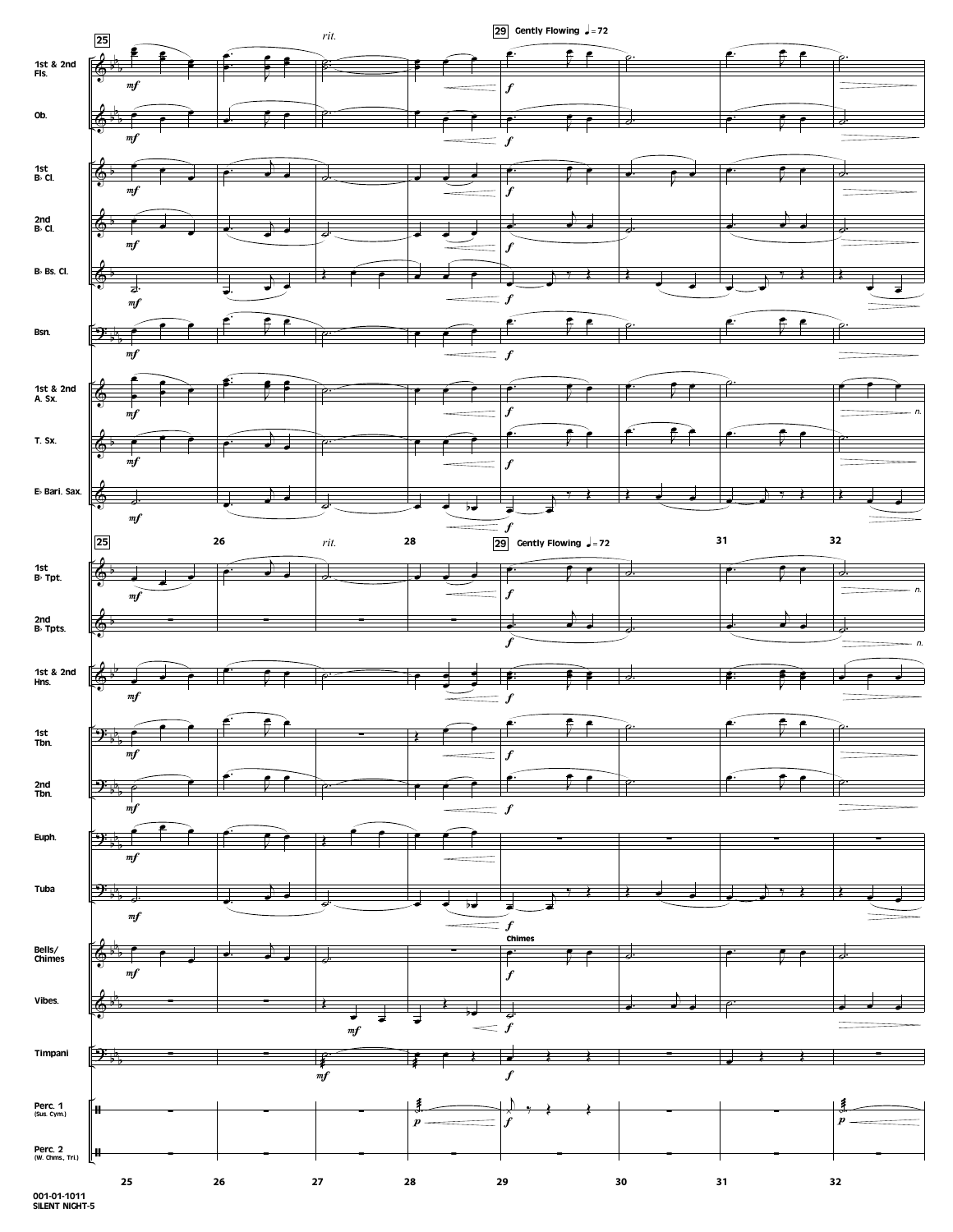**25** *rit.* **29** Gently Flowing ♩ = 72

1st & 2nd Fls.

Ob.

1st B♭ Cl.

2nd B♭ Cl.

B♭ Bs. Cl.

Bsn.

1st & 2nd A. Sx.

T. Sx.

E♭ Bari. Sax.

**25** 26 *rit.* 28 **29** Gently Flowing ♩ = 72 31 32

1st B♭ Tpt.

2nd B♭ Tpts.

1st & 2nd Hns.

1st Tbn.

2nd Tbn.

Euph.

Tuba

Bells/ Chimes — Chimes

Vibes.

Timpani

Perc. 1 (Sus. Cym.)

Perc. 2 (W. Chms., Tri.)

25 26 27 28 29 30 31 32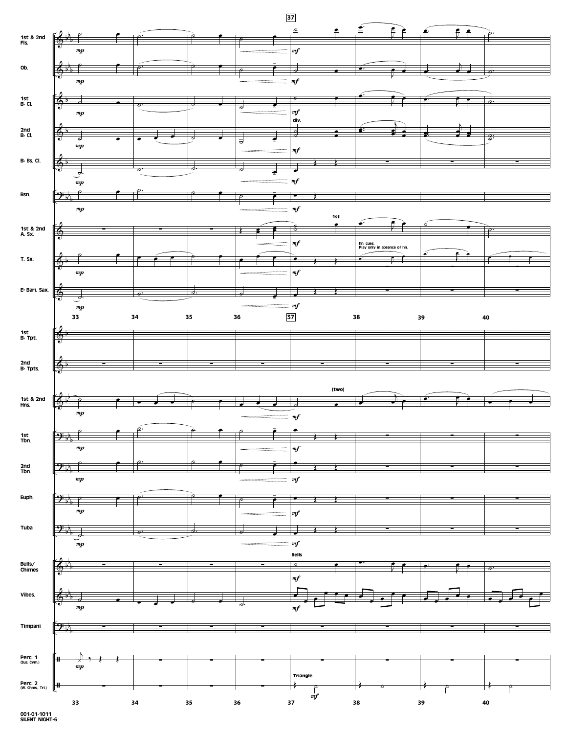37

1st & 2nd Fls.

Ob.

1st B♭ Cl.

2nd B♭ Cl.

B♭ Bs. Cl.

Bsn.

1st & 2nd A. Sx.

T. Sx.

E♭ Bari. Sax.

1st B♭ Tpt.

2nd B♭ Tpts.

1st & 2nd Hns.

1st Tbn.

2nd Tbn.

Euph.

Tuba

Bells/ Chimes

Vibes.

Timpani

Perc. 1 (Sus. Cym.)

Perc. 2 (W. Chms., Tri.)

*mp* *mf*

div.

1st

hn. cues: Play only in absence of hn.

(two)

Bells

Triangle

33 34 35 36 37 38 39 40

001-01-1011
SILENT NIGHT-6